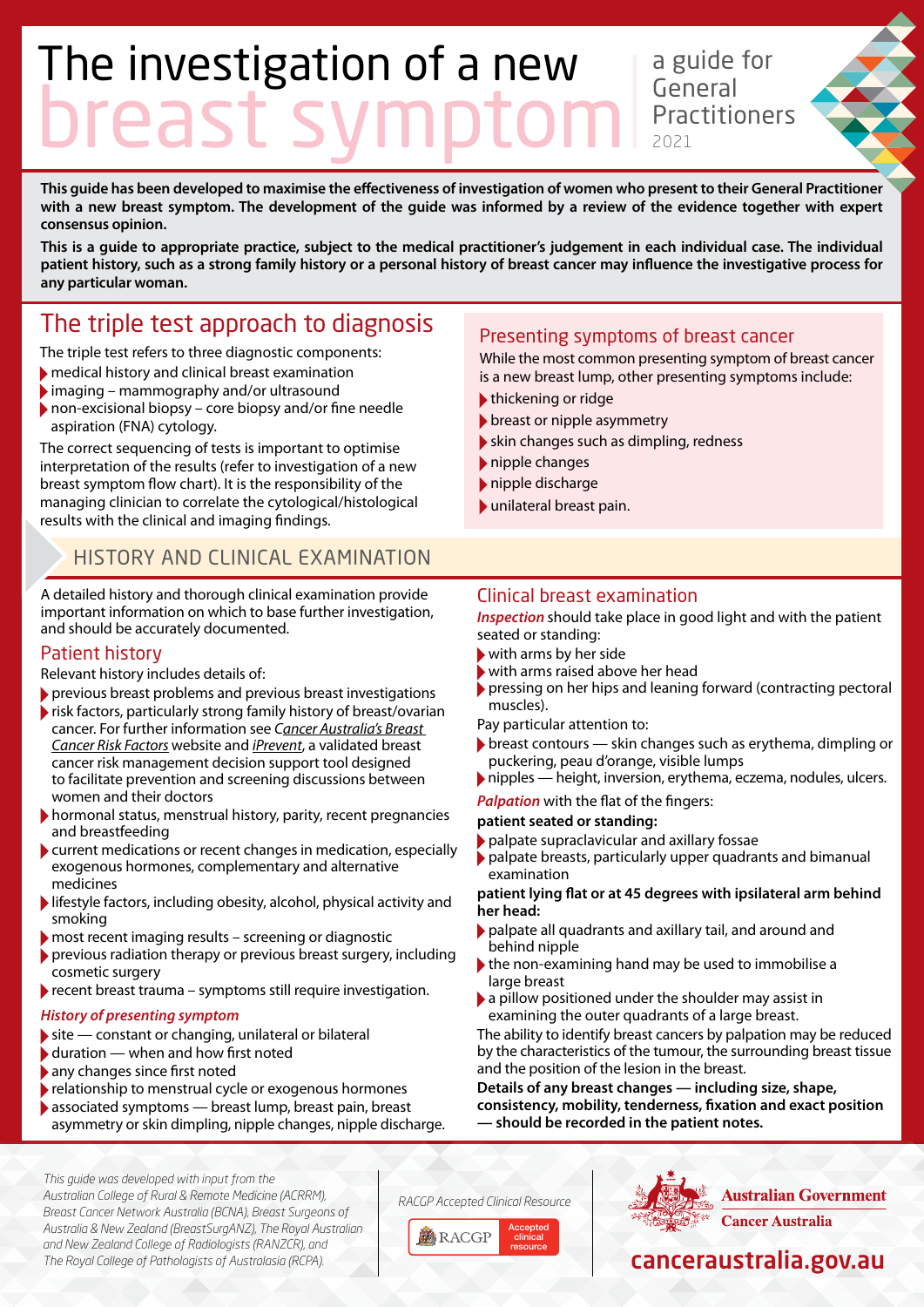# The investigation of a new breast symptom

a guide for General Practitioners 2021

**This guide has been developed to maximise the effectiveness of investigation of women who present to their General Practitioner with a new breast symptom. The development of the guide was informed by a review of the evidence together with expert consensus opinion.**

**This is a guide to appropriate practice, subject to the medical practitioner's judgement in each individual case. The individual patient history, such as a strong family history or a personal history of breast cancer may influence the investigative process for any particular woman.**

## The triple test approach to diagnosis

The triple test refers to three diagnostic components:

- medical history and clinical breast examination
- imaging – mammography and/or ultrasound
- non-excisional biopsy – core biopsy and/or fine needle aspiration (FNA) cytology.

The correct sequencing of tests is important to optimise interpretation of the results (refer to investigation of a new breast symptom flow chart). It is the responsibility of the managing clinician to correlate the cytological/histological results with the clinical and imaging findings.

## Presenting symptoms of breast cancer

While the most common presenting symptom of breast cancer is a new breast lump, other presenting symptoms include:

- thickening or ridge
- breast or nipple asymmetry
- skin changes such as dimpling, redness
- nipple changes
- nipple discharge
- unilateral breast pain.

## HISTORY AND CLINICAL EXAMINATION

A detailed history and thorough clinical examination provide important information on which to base further investigation, and should be accurately documented.

### Patient history

Relevant history includes details of:

- previous breast problems and previous breast investigations
- risk factors, particularly strong family history of breast/ovarian cancer. For further information see *Cancer Australia's Breast Cancer Risk Factors* website and *iPrevent*, a validated breast cancer risk management decision support tool designed to facilitate prevention and screening discussions between women and their doctors
- hormonal status, menstrual history, parity, recent pregnancies and breastfeeding
- current medications or recent changes in medication, especially exogenous hormones, complementary and alternative medicines
- lifestyle factors, including obesity, alcohol, physical activity and smoking
- most recent imaging results – screening or diagnostic
- previous radiation therapy or previous breast surgery, including cosmetic surgery
- recent breast trauma – symptoms still require investigation.

***History of presenting symptom***

- site — constant or changing, unilateral or bilateral
- duration — when and how first noted
- any changes since first noted
- relationship to menstrual cycle or exogenous hormones
- associated symptoms — breast lump, breast pain, breast asymmetry or skin dimpling, nipple changes, nipple discharge.

### Clinical breast examination

***Inspection*** should take place in good light and with the patient seated or standing:

- with arms by her side
- with arms raised above her head
- pressing on her hips and leaning forward (contracting pectoral muscles).

Pay particular attention to:

- breast contours — skin changes such as erythema, dimpling or puckering, peau d'orange, visible lumps
- nipples — height, inversion, erythema, eczema, nodules, ulcers.

***Palpation*** with the flat of the fingers:

**patient seated or standing:**

- palpate supraclavicular and axillary fossae
- palpate breasts, particularly upper quadrants and bimanual examination

**patient lying flat or at 45 degrees with ipsilateral arm behind her head:**

- palpate all quadrants and axillary tail, and around and behind nipple
- the non-examining hand may be used to immobilise a large breast
- a pillow positioned under the shoulder may assist in examining the outer quadrants of a large breast.

The ability to identify breast cancers by palpation may be reduced by the characteristics of the tumour, the surrounding breast tissue and the position of the lesion in the breast.

**Details of any breast changes — including size, shape, consistency, mobility, tenderness, fixation and exact position — should be recorded in the patient notes.**

*This guide was developed with input from the Australian College of Rural & Remote Medicine (ACRRM), Breast Cancer Network Australia (BCNA), Breast Surgeons of Australia & New Zealand (BreastSurgANZ), The Royal Australian and New Zealand College of Radiologists (RANZCR), and The Royal College of Pathologists of Australasia (RCPA).*

*RACGP Accepted Clinical Resource*

Australian Government — Cancer Australia

canceraustralia.gov.au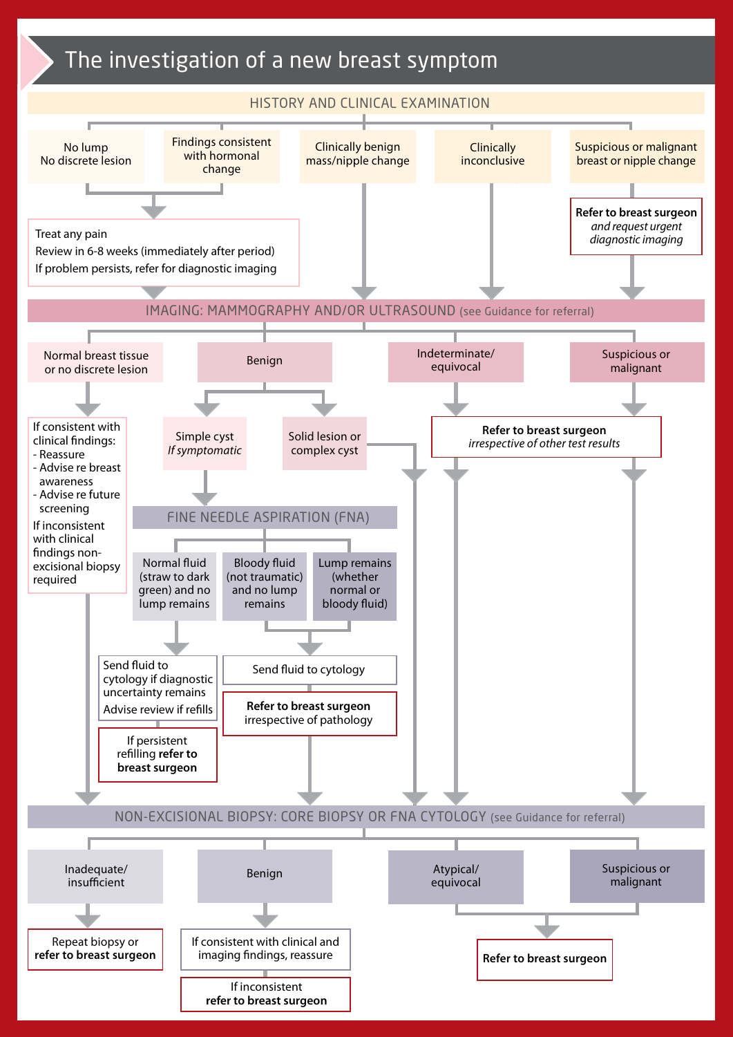# The investigation of a new breast symptom

## HISTORY AND CLINICAL EXAMINATION

- **No lump / No discrete lesion** → Treat any pain; Review in 6-8 weeks (immediately after period); If problem persists, refer for diagnostic imaging
- **Findings consistent with hormonal change** → Treat any pain; Review in 6-8 weeks (immediately after period); If problem persists, refer for diagnostic imaging
- **Clinically benign mass/nipple change** → Imaging
- **Clinically inconclusive** → Imaging
- **Suspicious or malignant breast or nipple change** → **Refer to breast surgeon** *and request urgent diagnostic imaging* → Imaging

## IMAGING: MAMMOGRAPHY AND/OR ULTRASOUND (see Guidance for referral)

- **Normal breast tissue or no discrete lesion** →
  - If consistent with clinical findings:
    - Reassure
    - Advise re breast awareness
    - Advise re future screening
  - If inconsistent with clinical findings non-excisional biopsy required → Non-excisional biopsy
- **Benign** →
  - **Simple cyst** *If symptomatic* → Fine needle aspiration (FNA)
  - **Solid lesion or complex cyst** → Non-excisional biopsy
- **Indeterminate/ equivocal** → **Refer to breast surgeon** *irrespective of other test results* → Non-excisional biopsy
- **Suspicious or malignant** → **Refer to breast surgeon** *irrespective of other test results* → Non-excisional biopsy

## FINE NEEDLE ASPIRATION (FNA)

- **Normal fluid (straw to dark green) and no lump remains** → Send fluid to cytology if diagnostic uncertainty remains; Advise review if refills → If persistent refilling **refer to breast surgeon**
- **Bloody fluid (not traumatic) and no lump remains** → Send fluid to cytology → **Refer to breast surgeon** irrespective of pathology → Non-excisional biopsy
- **Lump remains (whether normal or bloody fluid)** → Send fluid to cytology → **Refer to breast surgeon** irrespective of pathology → Non-excisional biopsy

## NON-EXCISIONAL BIOPSY: CORE BIOPSY OR FNA CYTOLOGY (see Guidance for referral)

- **Inadequate/ insufficient** → Repeat biopsy or **refer to breast surgeon**
- **Benign** → If consistent with clinical and imaging findings, reassure → If inconsistent **refer to breast surgeon**
- **Atypical/ equivocal** → **Refer to breast surgeon**
- **Suspicious or malignant** → **Refer to breast surgeon**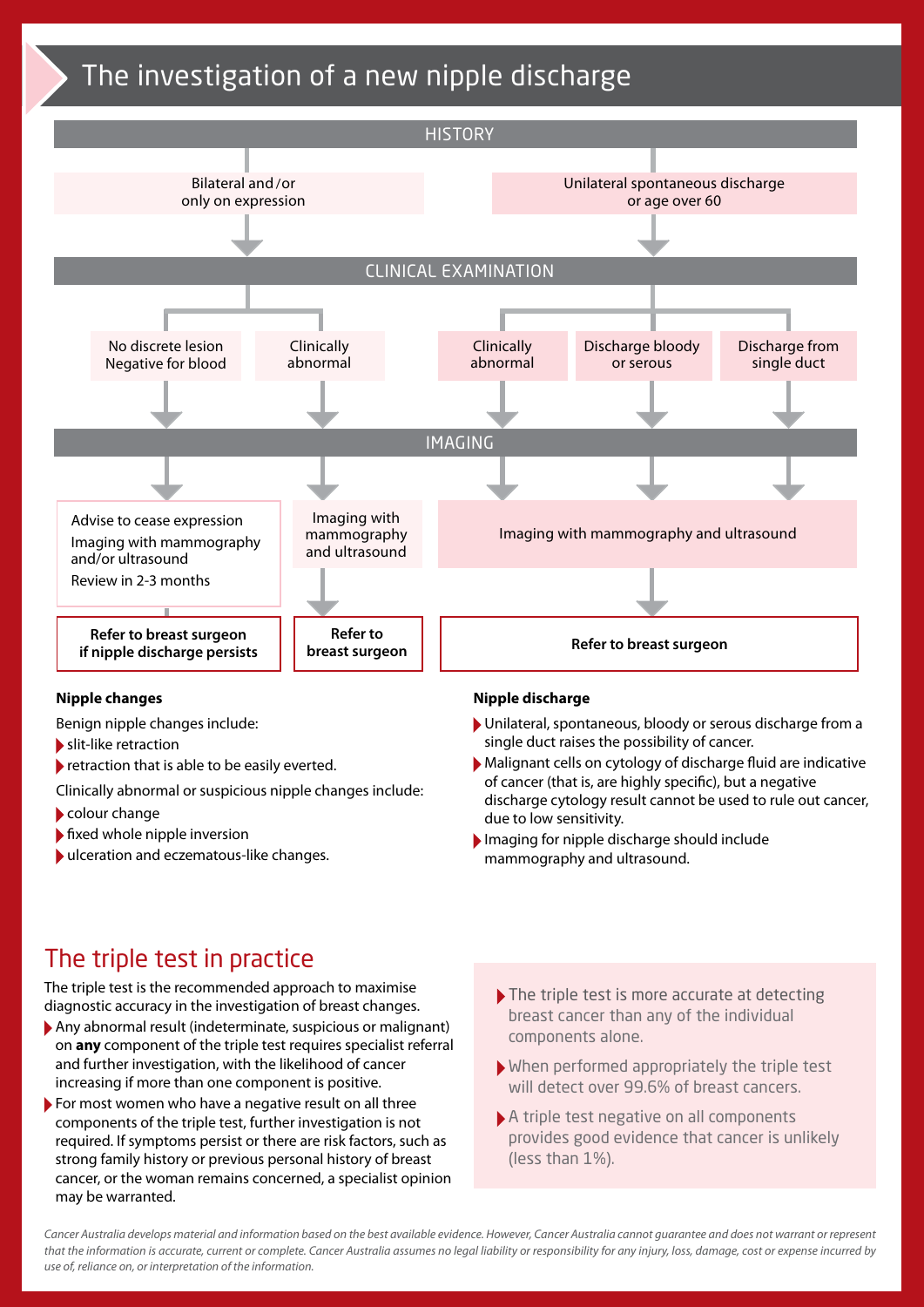# The investigation of a new nipple discharge

**HISTORY**

- Bilateral and/or only on expression
- Unilateral spontaneous discharge or age over 60

**CLINICAL EXAMINATION**

Bilateral and/or only on expression:

- No discrete lesion, Negative for blood
- Clinically abnormal

Unilateral spontaneous discharge or age over 60:

- Clinically abnormal
- Discharge bloody or serous
- Discharge from single duct

**IMAGING**

- No discrete lesion, Negative for blood → Advise to cease expression. Imaging with mammography and/or ultrasound. Review in 2-3 months → **Refer to breast surgeon if nipple discharge persists**
- Clinically abnormal (bilateral and/or only on expression) → Imaging with mammography and ultrasound → **Refer to breast surgeon**
- Clinically abnormal / Discharge bloody or serous / Discharge from single duct → Imaging with mammography and ultrasound → **Refer to breast surgeon**

### Nipple changes

Benign nipple changes include:

- slit-like retraction
- retraction that is able to be easily everted.

Clinically abnormal or suspicious nipple changes include:

- colour change
- fixed whole nipple inversion
- ulceration and eczematous-like changes.

### Nipple discharge

- Unilateral, spontaneous, bloody or serous discharge from a single duct raises the possibility of cancer.
- Malignant cells on cytology of discharge fluid are indicative of cancer (that is, are highly specific), but a negative discharge cytology result cannot be used to rule out cancer, due to low sensitivity.
- Imaging for nipple discharge should include mammography and ultrasound.

## The triple test in practice

The triple test is the recommended approach to maximise diagnostic accuracy in the investigation of breast changes.

- Any abnormal result (indeterminate, suspicious or malignant) on **any** component of the triple test requires specialist referral and further investigation, with the likelihood of cancer increasing if more than one component is positive.
- For most women who have a negative result on all three components of the triple test, further investigation is not required. If symptoms persist or there are risk factors, such as strong family history or previous personal history of breast cancer, or the woman remains concerned, a specialist opinion may be warranted.

- The triple test is more accurate at detecting breast cancer than any of the individual components alone.
- When performed appropriately the triple test will detect over 99.6% of breast cancers.
- A triple test negative on all components provides good evidence that cancer is unlikely (less than 1%).

*Cancer Australia develops material and information based on the best available evidence. However, Cancer Australia cannot guarantee and does not warrant or represent that the information is accurate, current or complete. Cancer Australia assumes no legal liability or responsibility for any injury, loss, damage, cost or expense incurred by use of, reliance on, or interpretation of the information.*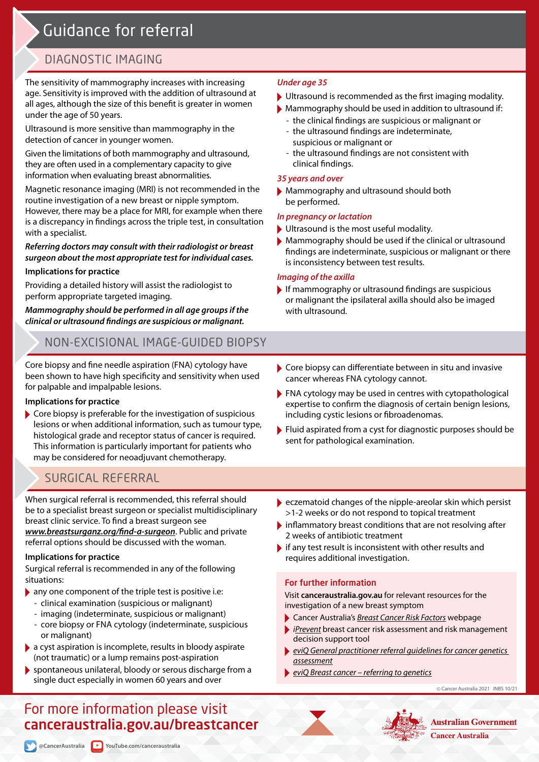# Guidance for referral

## DIAGNOSTIC IMAGING

The sensitivity of mammography increases with increasing age. Sensitivity is improved with the addition of ultrasound at all ages, although the size of this benefit is greater in women under the age of 50 years.

Ultrasound is more sensitive than mammography in the detection of cancer in younger women.

Given the limitations of both mammography and ultrasound, they are often used in a complementary capacity to give information when evaluating breast abnormalities.

Magnetic resonance imaging (MRI) is not recommended in the routine investigation of a new breast or nipple symptom. However, there may be a place for MRI, for example when there is a discrepancy in findings across the triple test, in consultation with a specialist.

***Referring doctors may consult with their radiologist or breast surgeon about the most appropriate test for individual cases.***

**Implications for practice**

Providing a detailed history will assist the radiologist to perform appropriate targeted imaging.

***Mammography should be performed in all age groups if the clinical or ultrasound findings are suspicious or malignant.***

*Under age 35*

- Ultrasound is recommended as the first imaging modality.
- Mammography should be used in addition to ultrasound if:
  - the clinical findings are suspicious or malignant or
  - the ultrasound findings are indeterminate, suspicious or malignant or
  - the ultrasound findings are not consistent with clinical findings.

*35 years and over*

- Mammography and ultrasound should both be performed.

*In pregnancy or lactation*

- Ultrasound is the most useful modality.
- Mammography should be used if the clinical or ultrasound findings are indeterminate, suspicious or malignant or there is inconsistency between test results.

*Imaging of the axilla*

- If mammography or ultrasound findings are suspicious or malignant the ipsilateral axilla should also be imaged with ultrasound.

## NON-EXCISIONAL IMAGE-GUIDED BIOPSY

Core biopsy and fine needle aspiration (FNA) cytology have been shown to have high specificity and sensitivity when used for palpable and impalpable lesions.

**Implications for practice**

- Core biopsy is preferable for the investigation of suspicious lesions or when additional information, such as tumour type, histological grade and receptor status of cancer is required. This information is particularly important for patients who may be considered for neoadjuvant chemotherapy.
- Core biopsy can differentiate between in situ and invasive cancer whereas FNA cytology cannot.
- FNA cytology may be used in centres with cytopathological expertise to confirm the diagnosis of certain benign lesions, including cystic lesions or fibroadenomas.
- Fluid aspirated from a cyst for diagnostic purposes should be sent for pathological examination.

## SURGICAL REFERRAL

When surgical referral is recommended, this referral should be to a specialist breast surgeon or specialist multidisciplinary breast clinic service. To find a breast surgeon see ***www.breastsurganz.org/find-a-surgeon***. Public and private referral options should be discussed with the woman.

**Implications for practice**

Surgical referral is recommended in any of the following situations:

- any one component of the triple test is positive i.e:
  - clinical examination (suspicious or malignant)
  - imaging (indeterminate, suspicious or malignant)
  - core biopsy or FNA cytology (indeterminate, suspicious or malignant)
- a cyst aspiration is incomplete, results in bloody aspirate (not traumatic) or a lump remains post-aspiration
- spontaneous unilateral, bloody or serous discharge from a single duct especially in women 60 years and over
- eczematoid changes of the nipple-areolar skin which persist >1-2 weeks or do not respond to topical treatment
- inflammatory breast conditions that are not resolving after 2 weeks of antibiotic treatment
- if any test result is inconsistent with other results and requires additional investigation.

### For further information

Visit **canceraustralia.gov.au** for relevant resources for the investigation of a new breast symptom

- Cancer Australia's *Breast Cancer Risk Factors* webpage
- *iPrevent* breast cancer risk assessment and risk management decision support tool
- *eviQ General practitioner referral guidelines for cancer genetics assessment*
- *eviQ Breast cancer – referring to genetics*

© Cancer Australia 2021 INBS 10/21

For more information please visit **canceraustralia.gov.au/breastcancer**

@CancerAustralia YouTube.com/canceraustralia

Australian Government
Cancer Australia